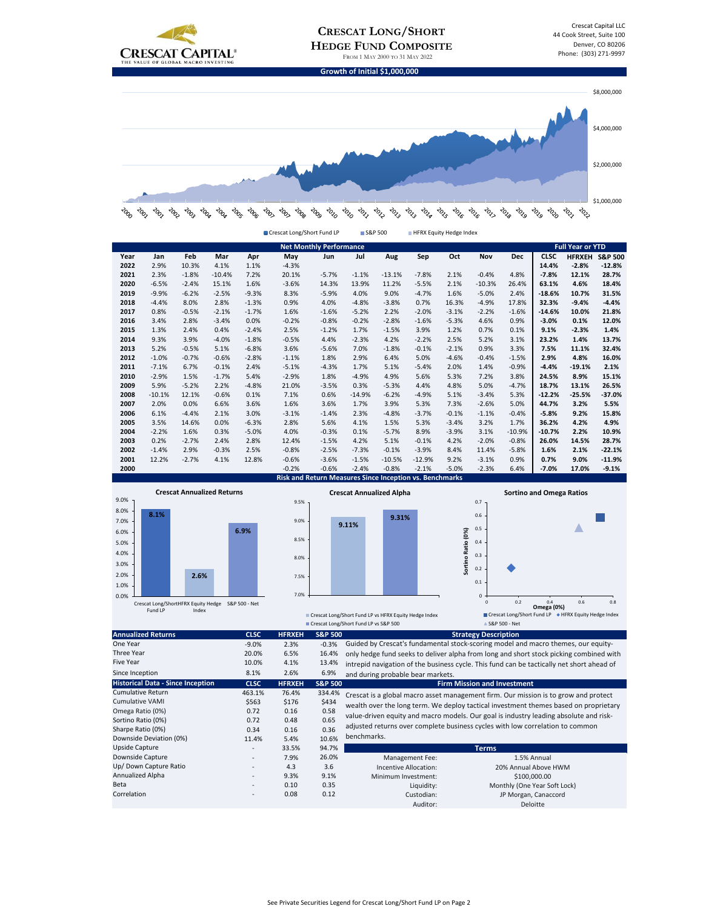Crescat Capital
THE VALUE OF GLOBAL MACRO INVESTING

# Crescat Long/Short Hedge Fund Composite

From 1 May 2000 to 31 May 2022

Crescat Capital LLC
44 Cook Street, Suite 100
Denver, CO 80206
Phone: (303) 271-9997

## Growth of Initial $1,000,000

$8,000,000
$4,000,000
$2,000,000
$1,000,000

2000 2001 2001 2002 2003 2004 2004 2005 2006 2007 2007 2008 2009 2010 2010 2011 2012 2013 2013 2014 2015 2016 2016 2017 2018 2019 2019 2020 2021 2022

Crescat Long/Short Fund LP | S&P 500 | HFRX Equity Hedge Index

## Net Monthly Performance

| Year | Jan | Feb | Mar | Apr | May | Jun | Jul | Aug | Sep | Oct | Nov | Dec | CLSC | HFRXEH | S&P 500 |
|---|---|---|---|---|---|---|---|---|---|---|---|---|---|---|---|
| | | | | | | | | | | | | | **Full Year or YTD** | | |
| 2022 | 2.9% | 10.3% | 4.1% | 1.1% | -4.3% | | | | | | | | 14.4% | -2.8% | -12.8% |
| 2021 | 2.3% | -1.8% | -10.4% | 7.2% | 20.1% | -5.7% | -1.1% | -13.1% | -7.8% | 2.1% | -0.4% | 4.8% | -7.8% | 12.1% | 28.7% |
| 2020 | -6.5% | -2.4% | 15.1% | 1.6% | -3.6% | 14.3% | 13.9% | 11.2% | -5.5% | 2.1% | -10.3% | 26.4% | 63.1% | 4.6% | 18.4% |
| 2019 | -9.9% | -6.2% | -2.5% | -9.3% | 8.3% | -5.9% | 4.0% | 9.0% | -4.7% | 1.6% | -5.0% | 2.4% | -18.6% | 10.7% | 31.5% |
| 2018 | -4.4% | 8.0% | 2.8% | -1.3% | 0.9% | 4.0% | -4.8% | -3.8% | 0.7% | 16.3% | -4.9% | 17.8% | 32.3% | -9.4% | -4.4% |
| 2017 | 0.8% | -0.5% | -2.1% | -1.7% | 1.6% | -1.6% | -5.2% | 2.2% | -2.0% | -3.1% | -2.2% | -1.6% | -14.6% | 10.0% | 21.8% |
| 2016 | 3.4% | 2.8% | -3.4% | 0.0% | -0.2% | -0.8% | -0.2% | -2.8% | -1.6% | -5.3% | 4.6% | 0.9% | -3.0% | 0.1% | 12.0% |
| 2015 | 1.3% | 2.4% | 0.4% | -2.4% | 2.5% | -1.2% | 1.7% | -1.5% | 3.9% | 1.2% | 0.7% | 0.1% | 9.1% | -2.3% | 1.4% |
| 2014 | 9.3% | 3.9% | -4.0% | -1.8% | -0.5% | 4.4% | -2.3% | 4.2% | -2.2% | 2.5% | 5.2% | 3.1% | 23.2% | 1.4% | 13.7% |
| 2013 | 5.2% | -0.5% | 5.1% | -6.8% | 3.6% | -5.6% | 7.0% | -1.8% | -0.1% | -2.1% | 0.9% | 3.3% | 7.5% | 11.1% | 32.4% |
| 2012 | -1.0% | -0.7% | -0.6% | -2.8% | -1.1% | 1.8% | 2.9% | 6.4% | 5.0% | -4.6% | -0.4% | -1.5% | 2.9% | 4.8% | 16.0% |
| 2011 | -7.1% | 6.7% | -0.1% | 2.4% | -5.1% | -4.3% | 1.7% | 5.1% | -5.4% | 2.0% | 1.4% | -0.9% | -4.4% | -19.1% | 2.1% |
| 2010 | -2.9% | 1.5% | -1.7% | 5.4% | -2.9% | 1.8% | -4.9% | 4.9% | 5.6% | 5.3% | 7.2% | 3.8% | 24.5% | 8.9% | 15.1% |
| 2009 | 5.9% | -5.2% | 2.2% | -4.8% | 21.0% | -3.5% | 0.3% | -5.3% | 4.4% | 4.8% | 5.0% | -4.7% | 18.7% | 13.1% | 26.5% |
| 2008 | -10.1% | 12.1% | -0.6% | 0.1% | 7.1% | 0.6% | -14.9% | -6.2% | -4.9% | 5.1% | -3.4% | 5.3% | -12.2% | -25.5% | -37.0% |
| 2007 | 2.0% | 0.0% | 6.6% | 3.6% | 1.6% | 3.6% | 1.7% | 3.9% | 5.3% | 7.3% | -2.6% | 5.0% | 44.7% | 3.2% | 5.5% |
| 2006 | 6.1% | -4.4% | 2.1% | 3.0% | -3.1% | -1.4% | 2.3% | -4.8% | -3.7% | -0.1% | -1.1% | -0.4% | -5.8% | 9.2% | 15.8% |
| 2005 | 3.5% | 14.6% | 0.0% | -6.3% | 2.8% | 5.6% | 4.1% | 1.5% | 5.3% | -3.4% | 3.2% | 1.7% | 36.2% | 4.2% | 4.9% |
| 2004 | -2.2% | 1.6% | 0.3% | -5.0% | 4.0% | -0.3% | 0.1% | -5.7% | 8.9% | -3.9% | 3.1% | -10.9% | -10.7% | 2.2% | 10.9% |
| 2003 | 0.2% | -2.7% | 2.4% | 2.8% | 12.4% | -1.5% | 4.2% | 5.1% | -0.1% | 4.2% | -2.0% | -0.8% | 26.0% | 14.5% | 28.7% |
| 2002 | -1.4% | 2.9% | -0.3% | 2.5% | -0.8% | -2.5% | -7.3% | -0.1% | -3.9% | 8.4% | 11.4% | -5.8% | 1.6% | 2.1% | -22.1% |
| 2001 | 12.2% | -2.7% | 4.1% | 12.8% | -0.6% | -3.6% | -1.5% | -10.5% | -12.9% | 9.2% | -3.1% | 0.9% | 0.7% | 9.0% | -11.9% |
| 2000 | | | | | -0.2% | -0.6% | -2.4% | -0.8% | -2.1% | -5.0% | -2.3% | 6.4% | -7.0% | 17.0% | -9.1% |

## Risk and Return Measures Since Inception vs. Benchmarks

**Crescat Annualized Returns**

| Crescat Long/Short Fund LP | HFRX Equity Hedge Index | S&P 500 - Net |
|---|---|---|
| 8.1% | 2.6% | 6.9% |

**Crescat Annualized Alpha**

| Crescat Long/Short Fund LP vs HFRX Equity Hedge Index | Crescat Long/Short Fund LP vs S&P 500 |
|---|---|
| 9.11% | 9.31% |

**Sortino and Omega Ratios**

Sortino Ratio (0%) vs. Omega (0%): Crescat Long/Short Fund LP, HFRX Equity Hedge Index, S&P 500 - Net

| Annualized Returns | CLSC | HFRXEH | S&P 500 |
|---|---|---|---|
| One Year | -9.0% | 2.3% | -0.3% |
| Three Year | 20.0% | 6.5% | 16.4% |
| Five Year | 10.0% | 4.1% | 13.4% |
| Since Inception | 8.1% | 2.6% | 6.9% |

| Historical Data - Since Inception | CLSC | HFRXEH | S&P 500 |
|---|---|---|---|
| Cumulative Return | 463.1% | 76.4% | 334.4% |
| Cumulative VAMI | $563 | $176 | $434 |
| Omega Ratio (0%) | 0.72 | 0.16 | 0.58 |
| Sortino Ratio (0%) | 0.72 | 0.48 | 0.65 |
| Sharpe Ratio (0%) | 0.34 | 0.16 | 0.36 |
| Downside Deviation (0%) | 11.4% | 5.4% | 10.6% |
| Upside Capture | - | 33.5% | 94.7% |
| Downside Capture | - | 7.9% | 26.0% |
| Up/ Down Capture Ratio | - | 4.3 | 3.6 |
| Annualized Alpha | - | 9.3% | 9.1% |
| Beta | - | 0.10 | 0.35 |
| Correlation | - | 0.08 | 0.12 |

### Strategy Description

Guided by Crescat's fundamental stock-scoring model and macro themes, our equity-only hedge fund seeks to deliver alpha from long and short stock picking combined with intrepid navigation of the business cycle. This fund can be tactically net short ahead of and during probable bear markets.

### Firm Mission and Investment

Crescat is a global macro asset management firm. Our mission is to grow and protect wealth over the long term. We deploy tactical investment themes based on proprietary value-driven equity and macro models. Our goal is industry leading absolute and risk-adjusted returns over complete business cycles with low correlation to common benchmarks.

### Terms

| | |
|---|---|
| Management Fee: | 1.5% Annual |
| Incentive Allocation: | 20% Annual Above HWM |
| Minimum Investment: | $100,000.00 |
| Liquidity: | Monthly (One Year Soft Lock) |
| Custodian: | JP Morgan, Canaccord |
| Auditor: | Deloitte |

See Private Securities Legend for Crescat Long/Short Fund LP on Page 2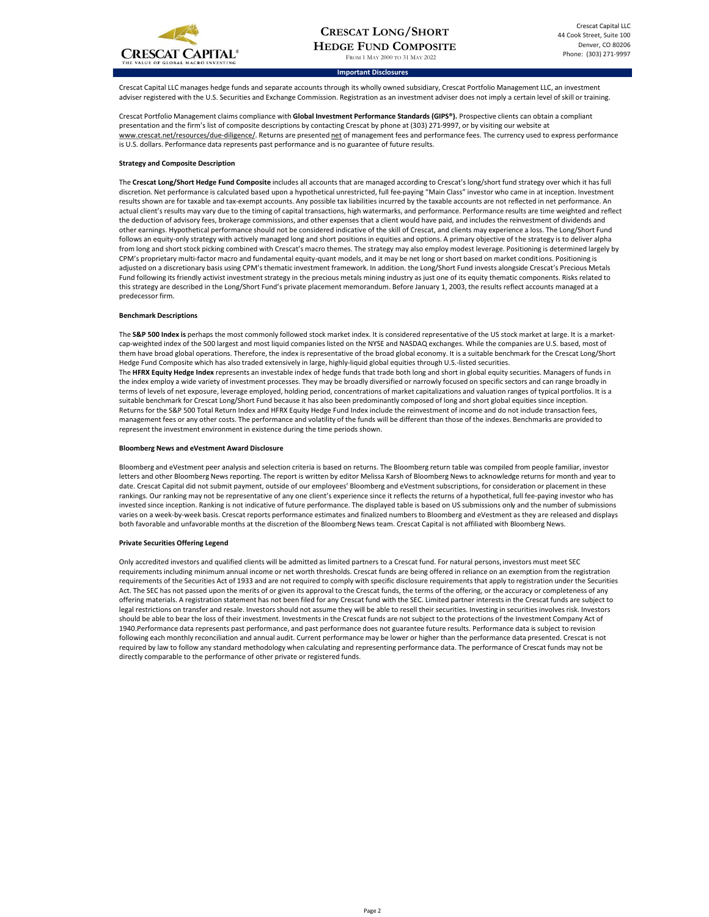## Important Disclosures

Crescat Capital LLC manages hedge funds and separate accounts through its wholly owned subsidiary, Crescat Portfolio Management LLC, an investment adviser registered with the U.S. Securities and Exchange Commission. Registration as an investment adviser does not imply a certain level of skill or training.

Crescat Portfolio Management claims compliance with **Global Investment Performance Standards (GIPS®).** Prospective clients can obtain a compliant presentation and the firm's list of composite descriptions by contacting Crescat by phone at (303) 271-9997, or by visiting our website at www.crescat.net/resources/due-diligence/. Returns are presented net of management fees and performance fees. The currency used to express performance is U.S. dollars. Performance data represents past performance and is no guarantee of future results.

**Strategy and Composite Description**

The **Crescat Long/Short Hedge Fund Composite** includes all accounts that are managed according to Crescat's long/short fund strategy over which it has full discretion. Net performance is calculated based upon a hypothetical unrestricted, full fee-paying "Main Class" investor who came in at inception. Investment results shown are for taxable and tax-exempt accounts. Any possible tax liabilities incurred by the taxable accounts are not reflected in net performance. An actual client's results may vary due to the timing of capital transactions, high watermarks, and performance. Performance results are time weighted and reflect the deduction of advisory fees, brokerage commissions, and other expenses that a client would have paid, and includes the reinvestment of dividends and other earnings. Hypothetical performance should not be considered indicative of the skill of Crescat, and clients may experience a loss. The Long/Short Fund follows an equity-only strategy with actively managed long and short positions in equities and options. A primary objective of the strategy is to deliver alpha from long and short stock picking combined with Crescat's macro themes. The strategy may also employ modest leverage. Positioning is determined largely by CPM's proprietary multi-factor macro and fundamental equity-quant models, and it may be net long or short based on market conditions. Positioning is adjusted on a discretionary basis using CPM's thematic investment framework. In addition. the Long/Short Fund invests alongside Crescat's Precious Metals Fund following its friendly activist investment strategy in the precious metals mining industry as just one of its equity thematic components. Risks related to this strategy are described in the Long/Short Fund's private placement memorandum. Before January 1, 2003, the results reflect accounts managed at a predecessor firm.

**Benchmark Descriptions**

The **S&P 500 Index is** perhaps the most commonly followed stock market index. It is considered representative of the US stock market at large. It is a market-cap-weighted index of the 500 largest and most liquid companies listed on the NYSE and NASDAQ exchanges. While the companies are U.S. based, most of them have broad global operations. Therefore, the index is representative of the broad global economy. It is a suitable benchmark for the Crescat Long/Short Hedge Fund Composite which has also traded extensively in large, highly-liquid global equities through U.S.-listed securities.

The **HFRX Equity Hedge Index** represents an investable index of hedge funds that trade both long and short in global equity securities. Managers of funds in the index employ a wide variety of investment processes. They may be broadly diversified or narrowly focused on specific sectors and can range broadly in terms of levels of net exposure, leverage employed, holding period, concentrations of market capitalizations and valuation ranges of typical portfolios. It is a suitable benchmark for Crescat Long/Short Fund because it has also been predominantly composed of long and short global equities since inception.
Returns for the S&P 500 Total Return Index and HFRX Equity Hedge Fund Index include the reinvestment of income and do not include transaction fees, management fees or any other costs. The performance and volatility of the funds will be different than those of the indexes. Benchmarks are provided to represent the investment environment in existence during the time periods shown.

**Bloomberg News and eVestment Award Disclosure**

Bloomberg and eVestment peer analysis and selection criteria is based on returns. The Bloomberg return table was compiled from people familiar, investor letters and other Bloomberg News reporting. The report is written by editor Melissa Karsh of Bloomberg News to acknowledge returns for month and year to date. Crescat Capital did not submit payment, outside of our employees' Bloomberg and eVestment subscriptions, for consideration or placement in these rankings. Our ranking may not be representative of any one client's experience since it reflects the returns of a hypothetical, full fee-paying investor who has invested since inception. Ranking is not indicative of future performance. The displayed table is based on US submissions only and the number of submissions varies on a week-by-week basis. Crescat reports performance estimates and finalized numbers to Bloomberg and eVestment as they are released and displays both favorable and unfavorable months at the discretion of the Bloomberg News team. Crescat Capital is not affiliated with Bloomberg News.

**Private Securities Offering Legend**

Only accredited investors and qualified clients will be admitted as limited partners to a Crescat fund. For natural persons, investors must meet SEC requirements including minimum annual income or net worth thresholds. Crescat funds are being offered in reliance on an exemption from the registration requirements of the Securities Act of 1933 and are not required to comply with specific disclosure requirements that apply to registration under the Securities Act. The SEC has not passed upon the merits of or given its approval to the Crescat funds, the terms of the offering, or the accuracy or completeness of any offering materials. A registration statement has not been filed for any Crescat fund with the SEC. Limited partner interests in the Crescat funds are subject to legal restrictions on transfer and resale. Investors should not assume they will be able to resell their securities. Investing in securities involves risk. Investors should be able to bear the loss of their investment. Investments in the Crescat funds are not subject to the protections of the Investment Company Act of 1940.Performance data represents past performance, and past performance does not guarantee future results. Performance data is subject to revision following each monthly reconciliation and annual audit. Current performance may be lower or higher than the performance data presented. Crescat is not required by law to follow any standard methodology when calculating and representing performance data. The performance of Crescat funds may not be directly comparable to the performance of other private or registered funds.